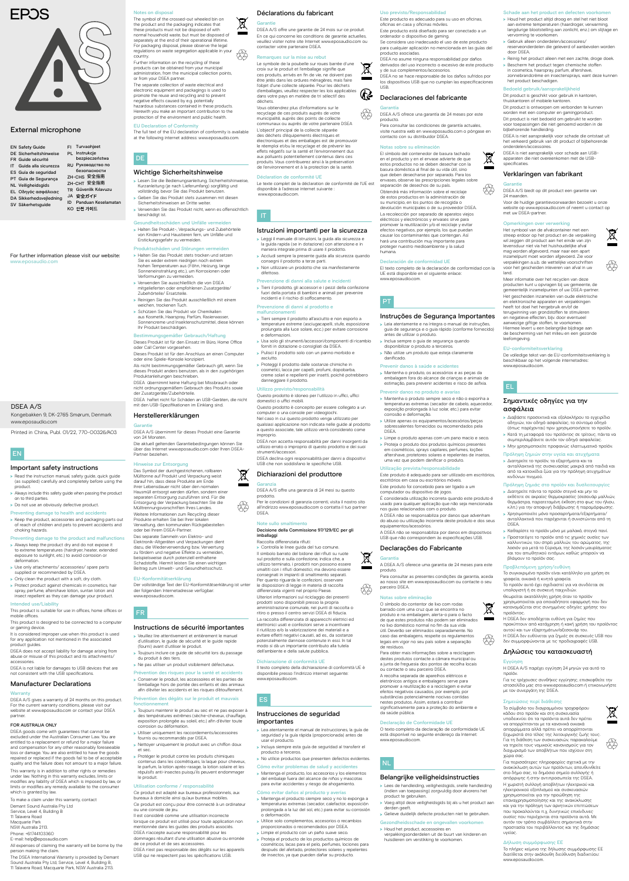EPOS

# External microphone

EN Safety Guide
DE Sicherheitshinweise
FR Guide sécurité
IT Guida alla sicurezza
ES Guía de seguridad
PT Guia de Segurança
NL Veiligheidsgids
EL Οδηγός ασφαλείας
DA Sikkerhedsvejledning
SV Säkerhetsguide
FI Turvaohjeet
PL Instrukcje bezpieczeństwa
RU Руководство по безопасности
ZH-CHS 安全指南
ZH-CHT 安全指南
TR Güvenlik Kılavuzu
JA 安全ガイド
ID Panduan Keselamatan
KO 안전 가이드

For further information please visit our website: www.eposaudio.com

DSEA A/S
Kongebakken 9, DK-2765 Smørum, Denmark
www.eposaudio.com

Printed in China, Publ. 01/22, 770-00326/A03

## EN

### Important safety instructions

- Read the instruction manual, safety guide, quick guide (as supplied) carefully and completely before using the product.
- Always include this safety guide when passing the product on to third parties.
- Do not use an obviously defective product.

#### Preventing damage to health and accidents

- Keep the product, accessories and packaging parts out of reach of children and pets to prevent accidents and choking hazards.

#### Preventing damage to the product and malfunctions

- Always keep the product dry and do not expose it to extreme temperatures (hairdryer, heater, extended exposure to sunlight, etc.) to avoid corrosion or deformation.
- Use only attachments/ accessories/ spare parts supplied or recommended by DSEA.
- Only clean the product with a soft, dry cloth.
- Protect product against chemicals in cosmetics, hair spray, perfume, aftershave, suntan lotion and insect repellent as they can damage your product.

#### Intended use/Liability

This product is suitable for use in offices, home offices or mobile offices.

This product is designed to be connected to a computer or gaming device.

It is considered improper use when this product is used for any application not mentioned in the associated product guides.

DSEA does not accept liability for damage arising from abuse or misuse of this product and its attachments/ accessories.

DSEA is not liable for damages to USB devices that are not consistent with the USB specifications.

### Manufacturer Declarations

#### Warranty

DSEA A/S gives a warranty of 24 months on this product. For the current warranty conditions, please visit our website at www.eposaudio.com or contact your DSEA partner.

**FOR AUSTRALIA ONLY**

DSEA goods come with guarantees that cannot be excluded under the Australian Consumer Law. You are entitled to a replacement or refund for a major failure and compensation for any other reasonably foreseeable loss or damage. You are also entitled to have the goods repaired or replaced if the goods fail to be of acceptable quality and the failure does not amount to a major failure.

This warranty is in addition to other rights or remedies under law. Nothing in this warranty excludes, limits or modifies any liability of DSEA which is imposed by law, or limits or modifies any remedy available to the consumer which is granted by law.

To make a claim under this warranty, contact
Demant Sound Australia Pty Ltd
Service, Level 4, Building B,
11 Talavera Road
Macquarie Park
NSW Australia 2113.
Phone: +61744103360
E-mail: help@eposaudio.com

All expenses of claiming the warranty will be borne by the person making the claim.

The DSEA International Warranty is provided by Demant Sound Australia Pty Ltd. Service, Level 4, Building B, 11 Talavera Road, Macquarie Park, NSW Australia 2113.

#### Notes on disposal

The symbol of the crossed-out wheeled bin on the product and the packaging indicates that these products must not be disposed of with normal household waste, but must be disposed of separately at the end of their operational lifetime. For packaging disposal, please observe the legal regulations on waste segregation applicable in your country.

Further information on the recycling of these products can be obtained from your municipal administration, from the municipal collection points, or from your DSEA partner.

The separate collection of waste electrical and electronic equipment and packagings is used to promote the reuse and recycling and to prevent negative effects caused by e.g. potentially hazardous substances contained in these products. Herewith you make an important contribution to the protection of the environment and public health.

#### EU Declaration of Conformity

The full text of the EU declaration of conformity is available at the following internet address: www.eposaudio.com.

## DE

### Wichtige Sicherheitshinweise

- Lesen Sie die Bedienungsanleitung, Sicherheitshinweise, Kurzanleitung (je nach Lieferumfang) sorgfältig und vollständig, bevor Sie das Produkt benutzen.
- Geben Sie das Produkt stets zusammen mit diesen Sicherheitshinweisen an Dritte weiter.
- Verwenden Sie das Produkt nicht, wenn es offensichtlich beschädigt ist.

#### Gesundheitsschäden und Unfälle vermeiden

- Halten Sie das Produkt-, Verpackungs- und Zubehörteile von Kindern und Haustieren fern, um Unfälle und Erstickungsgefahr zu vermeiden.

#### Produktschäden und Störungen vermeiden

- Halten Sie das Produkt stets trocken und setzen Sie es weder extrem niedrigen noch extrem hohen Temperaturen aus (Föhn, Heizung, lange Sonneneinstrahlung etc.), um Korrosionen oder Verformungen zu vermeiden.
- Verwenden Sie ausschließlich die von DSEA mitgelieferten oder empfohlenen Zusatzgeräte/ Zubehörteile/ Ersatzteile.
- Reinigen Sie das Produkt ausschließlich mit einem weichen, trockenen Tuch.
- Schützen Sie das Produkt vor Chemikalien aus Kosmetik, Haarspray, Parfüm, Rasierwasser, Sonnencreme und Insektenschutzmittel, diese können Ihr Produkt beschädigen.

#### Bestimmungsgemäßer Gebrauch/Haftung

Dieses Produkt ist für den Einsatz im Büro, Home Office oder Call Center vorgesehen.

Dieses Produkt ist für den Anschluss an einen Computer oder eine Spiele-Konsole konzipiert.

Als nicht bestimmungsgemäßer Gebrauch gilt, wenn Sie dieses Produkt anders benutzen, als in den zugehörigen Produktanleitungen beschrieben.

DSEA übernimmt keine Haftung bei Missbrauch oder nicht ordnungsgemäßem Gebrauch des Produkts sowie der Zusatzgeräte/Zubehörteile.

DSEA haftet nicht für Schäden an USB-Geräten, die nicht mit den USB-Spezifikationen im Einklang sind.

### Herstellererklärungen

#### Garantie

DSEA A/S übernimmt für dieses Produkt eine Garantie von 24 Monaten.

Die aktuell geltenden Garantiebedingungen können Sie über das Internet www.eposaudio.com oder Ihren DSEA-Partner beziehen.

#### Hinweise zur Entsorgung

Das Symbol der durchgestrichenen, rollbaren Mülltonne auf Produkt und Verpackung weist darauf hin, dass diese Produkte am Ende ihrer Lebensdauer nicht über den normalen Hausmüll entsorgt werden dürfen, sondern einer separaten Entsorgung zuzuführen sind. Für die Entsorgung der Verpackung beachten Sie die Mülltrennungsvorschriften Ihres Landes.

Weitere Informationen zum Recycling dieser Produkte erhalten Sie bei Ihrer lokalen Verwaltung, den kommunalen Rückgabestellen oder bei Ihrem DSEA-Partner.

Das separate Sammeln von Elektro- und Elektronik-Altgeräten und Verpackungen dient dazu, die Wiederverwendung bzw. Verwertung zu fördern und negative Effekte zu vermeiden, beispielsweise durch potenziell enthaltene Schadstoffe. Hiermit leisten Sie einen wichtigen Beitrag zum Umwelt- und Gesundheitsschutz.

#### EU-Konformitätserklärung

Der vollständige Text der EU-Konformitätserklärung ist unter der folgenden Internetadresse verfügbar: www.eposaudio.com.

## FR

### Instructions de sécurité importantes

- Veuillez lire attentivement et entièrement le manuel d'utilisation, le guide de sécurité et le guide rapide (fourni) avant d'utiliser le produit.
- Toujours inclure ce guide de sécurité lors du passage du produit à des tiers.
- Ne pas utiliser un produit visiblement défectueux.

#### Prévention des risques pour la santé et accidents

- Conserver le produit, les accessoires et les parties de l'emballage hors de portée des enfants et des animaux afin d'éviter les accidents et les risques d'étouffement.

#### Prévention des dégâts sur le produit et mauvais fonctionnement

- Toujours maintenir le produit au sec et ne pas exposer à des températures extrêmes (sèche-cheveux, chauffage, exposition prolongée au soleil, etc.) afin d'éviter toute corrosion ou déformation.
- Utiliser uniquement les raccordements/accessoires fournis ou recommandés par DSEA.
- Nettoyer uniquement le produit avec un chiffon doux et sec.
- Protéger le produit contre les produits chimiques contenus dans les cosmétiques, la laque pour cheveux, le parfum, la lotion après-rasage, la lotion solaire et les répulsifs anti-insectes puisqu'ils peuvent endommager le produit.

#### Utilisation conforme / responsabilité

Ce produit est adapté aux bureaux professionnels, aux bureaux à domicile ainsi qu'aux bureaux mobiles.

Ce produit est conçu pour être connecté à un ordinateur ou une console de jeu.

Il est considéré comme une utilisation incorrecte lorsque ce produit est utilisé pour toute application non mentionnée dans les guides des produits associés.

DSEA n'accepte aucune responsabilité pour les dommages résultant d'une utilisation abusive ou erronée de ce produit et de ses accessoires.

DSEA n'est pas responsable des dégâts sur les appareils USB qui ne respectent pas les spécifications USB.

### Déclarations du fabricant

#### Garantie

DSEA A/S offre une garantie de 24 mois sur ce produit. En ce qui concerne les conditions de garantie actuelles, veuillez visiter notre site Internet www.eposaudio.com ou contacter votre partenaire DSEA.

#### Remarques sur la mise au rebut

Le symbole de la poubelle sur roues barrée d'une croix sur le produit et l'emballage signifie que ces produits, arrivés en fin de vie, ne doivent pas être jetés dans les ordures ménagères, mais faire l'objet d'une collecte séparée. Pour les déchets d'emballages, veuillez respecter les lois applicables dans votre pays en matière de tri sélectif des déchets.

Vous obtiendrez plus d'informations sur le recyclage de ces produits auprès de votre municipalité, auprès des points de collecte communaux ou auprès de votre partenaire DSEA.

L'objectif principal de la collecte séparée des déchets d'équipements électriques et électroniques et des emballages est de promouvoir le réemploi et/ou le recyclage et de prévenir les effets négatifs sur la santé et l'environnement dus aux polluants potentiellement contenus dans ces produits. Vous contribuerez ainsi à la préservation de l'environnement et à la protection de la santé.

#### Déclaration de conformité UE

Le texte complet de la déclaration de conformité de l'UE est disponible à l'adresse internet suivante : www.eposaudio.com.

## IT

### Istruzioni importanti per la sicurezza

- Leggi il manuale di istruzioni, la guida alla sicurezza e la guida rapida (se in dotazione) con attenzione e in maniera integrale prima di usare il prodotto.
- Accludi sempre la presente guida alla sicurezza quando consegni il prodotto a terze parti.
- Non utilizzare un prodotto che sia manifestamente difettoso.

#### Prevenzione di danni alla salute e incidenti

- Tieni il prodotto, gli accessori e i pezzi della confezione fuori della portata di bambini e animali per prevenire incidenti e il rischio di soffocamento.

#### Prevenzione di danni al prodotto e malfunzionamenti

- Tieni sempre il prodotto all'asciutto e non esporlo a temperature estreme (asciugacapelli, stufe, esposizione prolungata alla luce solare, ecc.) per evitare corrosione e deformazioni.
- Usa solo gli strumenti/accessori/componenti di ricambio forniti in dotazione o consigliati da DSEA.
- Pulisci il prodotto solo con un panno morbido e asciutto.
- Proteggi il prodotto dalle sostanze chimiche in cosmetici, lacca per capelli, profumi, dopobarba, creme solari e repellenti per insetti, poiché potrebbero danneggiare il prodotto.

#### Utilizzo previsto/responsabilità

Questo prodotto è idoneo per l'utilizzo in uffici, uffici domestici o uffici mobili.

Questo prodotto è concepito per essere collegato a un computer o una console per videogiochi.

Nel caso in cui questo prodotto venga utilizzato per qualsiasi applicazione non indicata nelle guide al prodotto a questo associate, tale utilizzo verrà considerato come improprio.

DSEA non accetta responsabilità per danni insorgenti da utilizzo errato o improprio di questo prodotto e dei suoi strumenti/accessori.

DSEA declina ogni responsabilità per danni a dispositivi USB che non soddisfano le specifiche USB.

### Dichiarazioni del produttore

#### Garanzia

DSEA A/S offre una garanzia di 24 mesi su questo prodotto.

Per le condizioni di garanzia correnti, visita il nostro sito all'indirizzo www.eposaudio.com o contatta il tuo partner DSEA.

#### Note sullo smaltimento

**Decisione della Commissione 97/129/EC per gli imballaggi**

Raccolta differenziata rifiuti:
- Controlla le linee guida del tuo comune.

Il simbolo barrato del bidone dei rifiuti su ruote sul prodotto e sulla confezione, indica che, a utilizzo terminato, i prodotti non possono essere smaltiti con i rifiuti domestici, ma devono essere consegnati in impianti di smaltimento separati. Per quanto riguarda le confezioni, osservare le disposizioni di legge in materia di raccolta differenziata vigenti nel proprio Paese.

Ulteriori informazioni sul riciclaggio dei presenti prodotti sono disponibili presso la propria amministrazione comunale, nei punti di raccolta o ritiro o presso il centro servizi DSEA di fiducia.

La raccolta differenziata di apparecchi elettrici ed elettronici usati e confezioni serve a incentivare il riutilizzo e/o la valorizzazione dei materiali e a evitare effetti negativi causati, ad es., da sostanze potenzialmente dannose contenute in essi. In tal modo si dà un importante contributo alla tutela dell'ambiente e della salute pubblica.

#### Dichiarazione di conformità UE

Il testo completo della dichiarazione di conformità UE è disponibile presso l'indirizzo internet seguente: www.eposaudio.com.

## ES

### Instrucciones de seguridad importantes

- Lea atentamente el manual de instrucciones, la guía de seguridad y la guía rápida (proporcionada) antes de usar el producto.
- Incluya siempre esta guía de seguridad al transferir el producto a terceros.
- No utilice productos que presenten defectos evidentes.

#### Cómo evitar problemas de salud y accidentes

- Mantenga el producto, los accesorios y los elementos del embalaje fuera del alcance de niños y mascotas para evitar accidentes y riesgo de ahogamiento.

#### Cómo evitar daños al producto y averías

- Mantenga el producto siempre seco y no lo exponga a temperaturas extremas (secador, calefactor, exposición prolongada a la luz del sol, etc.) para evitar su corrosión o deformación.
- Utilice solo complementos, accesorios o recambios proporcionados o recomendados por DSEA.
- Limpie el producto con un paño suave seco.
- Proteja el producto de los productos químicos de cosméticos, lacas para el pelo, perfumes, lociones para después del afeitado, protectores solares y repelentes de insectos, ya que pueden dañar su producto.

#### Uso previsto/Responsabilidad

Este producto es adecuado para su uso en oficinas, oficinas en casa y oficinas móviles.

Este producto está diseñado para ser conectado a un ordenador o dispositivo de gaming.

Se considera uso inadecuado el uso de este producto para cualquier aplicación no mencionada en las guías del producto asociadas.

DSEA no asume ninguna responsabilidad por daños derivados del uso incorrecto o excesivo de este producto y de sus complementos/accesorios.

DSEA no se hace responsable de los daños sufridos por los dispositivos USB que no cumplan las especificaciones USB.

### Declaraciones del fabricante

#### Garantía

DSEA A/S ofrece una garantía de 24 meses para este producto.

Para consultar las condiciones de garantía actuales, visite nuestra web en www.eposaudio.com o póngase en contacto con su distribuidor DSEA.

#### Notas sobre su eliminación

El símbolo del contenedor de basura tachado en el producto y en el envase advierte de que estos productos no se deben desechar con la basura doméstica al final de su vida útil, sino que deben desecharse por separado. Para los envases, observe las prescripciones legales sobre separación de desechos de su país.

Obtendrá más información sobre el reciclaje de estos productos en la administración de su municipio, en los puntos de recogida o devolución municipales o de su proveedor DSEA.

La recolección por separado de aparatos viejos eléctricos y electrónicos y envases sirve para promover la reutilización y/o el reciclaje y evitar efectos negativos, por ejemplo, los que puedan causar los contaminantes que contengan. Así hará una contribución muy importante para proteger nuestro medioambiente y la salud humana.

#### Declaración de conformidad UE

El texto completo de la declaración de conformidad con la UE está disponible en el siguiente enlace: www.eposaudio.com.

## PT

### Instruções de Segurança Importantes

- Leia atentamente e na íntegra o manual de instruções, guia de segurança e o guia rápido (conforme fornecido) antes de utilizar o produto.
- Inclua sempre este guia de segurança quando disponibilizar o produto a terceiros.
- Não utilize um produto que esteja claramente danificado.

#### Prevenir danos à saúde e acidentes

- Mantenha o produto, os acessórios e as peças da embalagem fora do alcance de crianças e animais de estimação, para prevenir acidentes e risco de asfixia.

#### Prevenir danos no produto e avarias

- Mantenha o produto sempre seco e não o exponha a temperaturas extremas (secador de cabelo, aquecedor, exposição prolongada à luz solar, etc.) para evitar corrosão e deformação.
- Utilize apenas os equipamentos/acessórios/peças sobresselentes fornecidos ou recomendados pela DSEA.
- Limpe o produto apenas com um pano macio e seco.
- Proteja o produto dos produtos químicos presentes em cosméticos, sprays capilares, perfumes, loções aftershave, protetores solares e repelentes de insetos, uma vez que podem danificar o produto.

#### Utilização prevista/responsabilidade

Este produto é adequado para ser utilizado em escritórios, escritórios em casa ou escritórios móveis.

Este produto foi concebido para ser ligado a um computador ou dispositivo de jogos.

É considerada utilização incorreta quando este produto é usado para qualquer aplicação que não seja mencionada nos guias relacionados com o produto.

A DSEA não se responsabiliza por danos que advenham do abuso ou utilização incorreta deste produto e dos seus equipamentos/acessórios.

A DSEA não se responsabiliza por danos em dispositivos USB que não correspondem às especificações USB.

### Declarações do Fabricante

#### Garantia

A DSEA A/S oferece uma garantia de 24 meses para este produto.

Para consultar as presentes condições da garantia, aceda ao nosso site em www.eposaudio.com ou contacte o seu parceiro DSEA.

#### Notas sobre eliminação

O símbolo do contentor de lixo com rodas barrado com uma cruz que se encontra no produto e na embalagem, alerta-o para o facto de que estes produtos não podem ser eliminados no lixo doméstico normal no fim da sua vida útil. Deverão ser eliminados separadamente. No caso das embalagens, respeite os regulamentos legais em vigor no seu país sobre a separação de resíduos.

Para obter mais informações sobre a reciclagem destes produtos contacte a câmara municipal ou a junta de freguesia dos pontos de recolha locais ou contacte o seu parceiro DSEA.

A recolha separada de aparelhos elétricos e eletrónicos antigos e embalagens serve para promover a reutilização e a reciclagem e evitar efeitos negativos causados, por exemplo, por substâncias potencialmente nocivas contidas nestes produtos. Assim, estará a contribuir significativamente para a proteção do ambiente e da saúde pública.

#### Declaração de Conformidade UE

O texto completo da declaração de conformidade UE está disponível no seguinte endereço da Internet: www.eposaudio.com.

## NL

### Belangrijke veiligheidsinstructies

- Lees de handleiding, veiligheidsgids, snelle handleiding (indien van toepassing) zorgvuldig door alvorens het product te gebruiken.
- Voeg altijd deze veiligheidsgids bij als u het product aan derden geeft.
- Gebruik duidelijk defecte producten niet te gebruiken.

#### Gezondheidsschade en ongevallen voorkomen

- Houd het product, accessoires en verpakkingsonderdelen uit de buurt van kinderen en huisdieren om verstikking te voorkomen.

#### Schade aan het product en defecten voorkomen

- Houd het product altijd droog en stel het niet bloot aan extreme temperaturen (haardroger, verwarming, langdurige blootstelling aan zonlicht, enz.) om slijtage en vervorming te voorkomen.
- Gebruik alleen onderdelen/accessoires/ reserveonderdelen die geleverd of aanbevolen worden door DSEA.
- Reinig het product alleen met een zachte, droge doek.
- Bescherm het product tegen chemische stoffen in cosmetica, haarspray, parfum, aftershave, zonnebrandcrème en insectensprays, want deze kunnen het product beschadigen.

#### Bedoeld gebruik/aansprakelijkheid

Dit product is geschikt voor gebruik in kantoren, thuiskantoren of mobiele kantoren.

Dit product is ontworpen om verbonden te kunnen worden met een computer en gamingproduct.

Dit product is niet bedoeld om gebruikt te worden voor toepassingen die niet genoemd worden in de bijbehorende handleiding.

DSEA is niet aansprakelijk voor schade die ontstaat uit het verkeerd gebruik van dit product of bijbehorende onderdelen/accessoires.

DSEA is niet aansprakelijk voor schade aan USB-apparaten die niet overeenkomen met de USB-specificaties.

### Verklaringen van fabrikant

#### Garantie

DSEA A/S biedt op dit product een garantie van 24 maanden.

Voor de huidige garantievoorwaarden bezoekt u onze website op www.eposaudio.com of neemt u contact op met uw DSEA-partner.

#### Opmerkingen over verwerking

Het symbool van de afvalcontainer met een streep erdoor op het product en de verpakking wil zeggen dit product aan het einde van zijn levensduur niet via het huishoudelijke afval mag worden afgevoerd, maar naar een apart inzamelpunt moet worden afgevoerd. Zie voor verpakkingen a.u.b. de wettelijke voorschriften voor het gescheiden inleveren van afval in uw land.

Meer informatie over het recyclen van deze producten kunt u opvragen bij uw gemeente, de gemeentelijk inzamelpunten of uw DSEA-partner.

Het gescheiden inzamelen van oude elektrische en elektronische apparaten en verpakkingen heeft tot doel het hergebruik en/of de terugwinning van grondstoffen te stimuleren en negatieve effecten, bijv. door eventueel aanwezige giftige stoffen, te voorkomen. Hiermee levert u een belangrijke bijdrage aan de bescherming van het milieu en een gezonde leefomgeving.

#### EU-conformiteitsverklaring

De volledige tekst van de EU-conformiteitsverklaring is beschikbaar op het volgende internetadres: www.eposaudio.com.

## EL

### Σημαντικές οδηγίες για την ασφάλεια

- Διαβάστε προσεκτικά και εξαλοκλήρου το εγχειρίδιο οδηγιών, τον οδηγό ασφαλείας, το σύντομο οδηγό (όπως παρέχονται) πριν χρησιμοποιήσετε το προϊόν.
- Κατά τη μεταφορά του προϊόντος σε τρίτους, πάντα να συμπεριλαμβάνετε αυτόν τον οδηγό ασφαλείας.
- Μην χρησιμοποιείτε προφανώς ελαττωματικό προϊόν.

#### Πρόληψη ζημιών στην υγεία και ατυχήματα

- Διατηρείτε το προϊόν, τα εξαρτήματα και τα ανταλλακτικά της συσκευασίας μακριά από παιδιά και από τα κατοικίδια ζώα για την πρόληψη ατυχημάτων κινδύνων πνιγμού.

#### Πρόληψη ζημιάς στο προϊόν και δυσλειτουργίες

- Διατηρείτε πάντα το προϊόν στεγνό και μην το εκθέτετε σε ακραίες θερμοκρασίες (σεσουάρ μαλλιών, θερμάστρα, παρατεταμένη έκθεση στο φως του ήλιου, κλπ.) για την αποφυγή διάβρωσης ή παραμόρφωσης.
- Χρησιμοποιείτε μόνο προσαρτήματα/εξαρτήματα/ ανταλλακτικά που παρέχονται ή συνιστώνται από τη DSEA.
- Καθαρίζετε το προϊόν μόνο με μαλακό, στεγνό πανί.
- Προστατέψτε το προϊόν από τις χημικές ουσίες των καλλυντικών, του σπρέι μαλλιών, του αρώματος, της λοσιόν για μετά το ξύρισμα, της λοσιόν μαυρίσματος και του απωθητικού εντόμων, καθώς μπορούν να βλάψουν το προϊόν σας.

#### Προβλεπόμενη χρήση/ευθύνη

Το συγκεκριμένο προϊόν είναι κατάλληλο για χρήση σε γραφεία, οικιακά ή κινητά γραφεία.

Το προϊόν αυτό έχει σχεδιαστεί για να συνδέεται σε υπολογιστή ή σε συσκευή παιχνιδιών.

Θεωρείται ακατάλληλη χρήση όταν το προϊόν χρησιμοποιείται για οποιαδήποτε εφαρμογή που δεν κατονομάζεται στις συνημμένες οδηγίες χρήσης του προϊόντος.

Η DSEA δεν αποδέχεται ευθύνη για ζημιές που προκύπτουν από κατάχρηση ή κακή χρήση του προϊόντος αυτού και των εξαρτημάτων/αξεσουάρ του.

Η DSEA δεν ευθύνεται για ζημιές σε συσκευές USB που δεν συμμορφώνονται με τις προδιαγραφές USB.

### Δηλώσεις του κατασκευαστή

#### Εγγύηση

Η DSEA A/S παρέχει εγγύηση 24 μηνών για αυτό το προϊόν.

Για τις τρέχουσες συνθήκες εγγύησης, επισκεφθείτε την ιστοσελίδα μας στο www.eposaudio.com ή επικοινωνήστε με τον συνεργάτη της DSEA.

#### Σημειώσεις περί διάθεσης

Το σύμβολο του διαγραμμένου τροχοφόρου κάδου στο προϊόν και στη συσκευασία υποδεικνύει ότι τα προϊόντα αυτά δεν πρέπει να απορρίπτονται με τα κανονικά οικιακά απορρίμματα αλλά πρέπει να απορρίπτονται ξεχωριστά στο τέλος της λειτουργικής ζωής τους. Για τη διάθεση των συσκευασιών, παρακαλούμε να τηρείτε τους νομικούς κανονισμούς για τον διαχωρισμό των αποβλήτων που ισχύουν στη χώρα σας.

Για περισσότερες πληροφορίες σχετικά με την ανακύκλωση αυτών των προϊόντων, απευθυνθείτε στο δήμο σας, τα δημόσια σημεία συλλογής ή απόρριψης ή στην αντιπροσωπεία της DSEA.

Η χωριστή συλλογή αποβλήτων ηλεκτρικού και ηλεκτρονικού εξοπλισμού και συσκευασιών χρησιμοποιείται για την προώθηση της επαναχρησιμοποίησης και της ανακύκλωσης και για την πρόληψη των αρνητικών επιπτώσεων που προκαλούνται π.χ. δυνητικώς επικίνδυνες ουσίες που περιέχονται στα προϊόντα αυτά. Με αυτόν τον τρόπο συμβάλλετε σημαντικά στην προστασία του περιβάλλοντος και της δημόσιας υγείας.

#### Δήλωση συμμόρφωσης ΕΕ

Το πλήρες κείμενο της δήλωσης συμμόρφωσης ΕΕ διατίθεται στην ακόλουθη διεύθυνση διαδικτύου: www.eposaudio.com.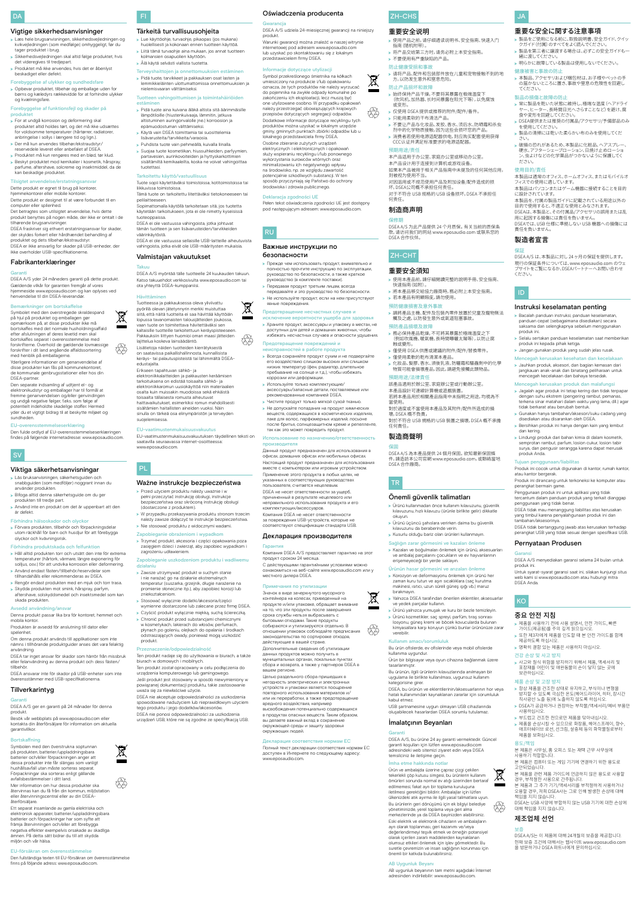DA

## Vigtige sikkerhedsanvisninger

- Læs hele brugsanvisningen, sikkerhedsvejledningen og kvikvejledningen (som medfølger) omhyggeligt, før du tager produktet i brug.
- Sikkerhedsvejledningen skal altid følge produktet, hvis det videregives til tredjepart.
- Produktet må ikke anvendes, hvis det er åbenlyst beskadiget eller defekt.

### Forebyggelse af ulykker og sundhedsfare

- Opbevar produktet, tilbehør og emballage uden for børns og kæledyrs rækkevidde for at forhindre ulykker og kvælningsfare.

### Forebyggelse af funktionsfejl og skader på produktet

- For at undgå korrosion og deformering skal produktet altid holdes tørt, og det må ikke udsættes for voldsomme temperaturer (hårtørrer, radiator, anbringelse i sollys i længere tid og lign.).
- Der må kun anvendes tilbehør/ekstraudstyr/reservedele leveret eller anbefalet af DSEA.
- Produktet må kun rengøres med en blød, tør klud.
- Beskyt produktet mod kemikalier i kosmetik, hårspray, parfume, aftershave, solcreme og insektmiddel, da de kan beskadige produktet.

### Tilsigtet anvendelse/erstatningsansvar

Dette produkt er egnet til brug på kontorer, hjemmekontorer eller mobile kontorer.

Dette produkt er designet til at være forbundet til en computer eller spilenhed.

Det betragtes som utilsigtet anvendelse, hvis dette produkt benyttes på nogen måde, der ikke er omtalt i de tilhørende brugsanvisninger.

DSEA fraskriver sig ethvert erstatningsansvar for skader, der skyldes forkert eller hårdhændet behandling af produktet og dets tilbehør/ekstraudstyr.

DSEA er ikke ansvarlig for skader på USB-enheder, der ikke overholder USB-specifikationerne.

## Fabrikanterklæringer

### Garanti

DSEA A/S yder 24 måneders garanti på dette produkt. Gældende vilkår for garantien fremgår af vores hjemmeside www.eposaudio.com og kan oplyses ved henvendelse til din DSEA-leverandør.

### Bemærkninger om bortskaffelse

Symbolet med den overstregede skraldespand på hjul på produktet og emballagen gør opmærksom på, at disse produkter ikke må bortskaffes med det normale husholdningsaffald efter afslutningen af deres levetid men skal bortskaffes separat i overensstemmelse med forskrifterne. Overhold de gældende lovmæssige forskrifter i dit land angående affaldssortering med henblik på emballagerne.

Yderligere informationer om genanvendelse af disse produkter kan fås på kommunekontoret, de kommunale genbrugsstationer eller hos din DSEA-partner.

Den separate indsamling af udtjent el- og elektronikudstyr og emballager har til formål at fremme genanvendelsen og/eller genvindingen og undgå negative følger, f.eks. som følge af potentielt indeholdte skadelige stoffer. Hermed yder du et vigtigt bidrag til at beskytte miljøet og sundheden.

### EU-overensstemmelseserklæring

Den fulde ordlyd af EU-overensstemmelseserklæringen findes på følgende internetadresse: www.eposaudio.com.

SV

## Viktiga säkerhetsanvisningar

- Läs bruksanvisningen, säkerhetsguiden och snabbguiden (som medföljer) noggrant innan du använder produkten.
- Bifoga alltid denna säkerhetsguide om du ger produkten till tredje part.
- Använd inte en produkt om det är uppenbart att den är defekt.

### Förhindra hälsoskador och olyckor

- Förvara produkten, tillbehör och förpackningsdelar utom räckhåll för barn och husdjur för att förebygga olyckor och kvävningsrisk.

### Förhindra produktskada och felfunktion

- Håll alltid produkten torr och utsätt den inte för extrema temperaturer (hårtork, värmare, längre exponering för solljus, osv.) för att undvika korrosion eller deformering.
- Använd endast fästen/tillbehör/reservdelar som tillhandahålls eller rekommenderas av DSEA.
- Rengör endast produkten med en mjuk och torr trasa.
- Skydda produkten mot smink, hårspray, parfym, aftershave, solskyddsmedel och insektsmedel som kan skada produkten.

### Avsedd användning/ansvar

Denna produkt passar lika bra för kontoret, hemmet och mobila kontor.

Produkten är avsedd för anslutning till dator eller spelenhet.

Om denna produkt används till applikationer som inte nämns i tillhörande produktguider anses det vara felaktig användning.

DSEA tar inget ansvar för skador som härrör från missbruk eller felanvändning av denna produkt och dess fästen/tillbehör.

DSEA ansvarar inte för skador på USB-enheter som inte överensstämmer med USB-specifikationerna.

## Tillverkarintyg

### Garanti

DSEA A/S ger en garanti på 24 månader för denna produkt.

Besök vår webbplats på www.eposaudio.com eller kontakta din återförsäljare för information om aktuella garantivillkor.

### Bortskaffning

Symbolen med den överstrukna soptunnan på produkten, batterier/uppladdningsbara batterier och/eller förpackningen anger att dessa produkter inte får slängas som vanligt hushållsavfall utan måste sorteras separat. Förpackningar ska sorteras enligt gällande avfallsbestämmelser i ditt land.

Mer information om hur dessa produkter ska återvinnas kan du få från din kommun, miljöstation eller återvinningscentral eller av din DSEA-återförsäljare.

Ett separat insamlande av gamla elektriska och elektronisk apparater, batterier/uppladdningsbara batterier och förpackningar har som syfte att främja återanvändning och/eller att förebygga negativa effekter exempelvis orsakade av skadliga ämnen. På detta sätt bidrar du till att skydda miljön och våra hälsa.

### EU-försäkran om överensstämmelse

Den fullständiga texten till EU-försäkran om överensstämmelse finns på följande adress: www.eposaudio.com.

FI

## Tärkeitä turvallisuusohjeita

- Lue käyttöohje, turvaohje, pikaopas (jos mukana) huolellisesti ja kokonaan ennen tuotteen käyttöä.
- Liitä tämä turvaohje aina mukaan, jos annat tuotteen kolmansien osapuolien käyttöön.
- Älä käytä selvästi viallista tuotetta.

### Terveyshaittojen ja onnettomuuksien estäminen

- Pidä tuote, tarvikkeet ja pakkauksen osat lasten ja lemmikkieläinten ulottumattomissa onnettomuuksien ja nielemisvaaran välttämiseksi.

### Tuotteen vahingoittumisen ja toimintahäiriöiden estäminen

- Pidä tuote aina kuivana äläkä altista sitä äärimmäisille lämpötiloille (hiustenkuivaaja, lämmitin, jatkuva altistuminen auringonvalolle jne.) korroosion ja epämuodostuman välttämiseksi.
- Käytä vain DSEA toimittamia tai suosittelemia lisävarusteita/tarvikkeita/varaosia.
- Puhdista tuote vain pehmeällä, kuivalla liinalla.
- Suojaa tuote kosmetiikan, hiussuihkeiden, parfyymien, partavesien, aurinkovoiteiden ja hyttyskarkottimien sisältämiltä kemikaaleilta, koska ne voivat vahingoittaa tuotettasi.

### Tarkoitettu käyttö/vastuullisuus

Tuote sopii käytettäväksi toimistoissa, kotitoimistoissa tai liikkuvissa toimistoissa.

Tämä tuote on tarkoitettu liitettäväksi tietokoneeseen tai pelilaitteeseen.

Sopimattomalla käytöllä tarkoitetaan sitä, jos tuotetta käytetään tarkoituksiin, joita ei ole nimetty kyseisissä tuoteoppaissa.

DSEA ei ole vastuussa vahingoista, jotka johtuvat tämän tuotteen ja sen lisävarusteiden/tarvikkeiden väärinkäytöstä.

DSEA ei ole vastuussa sellaisille USB-laitteille aiheutuvista vahingoista, jotka eivät ole USB-määritysten mukaisia.

## Valmistajan vakuutukset

### Takuu

DSEA A/S myöntää tälle tuotteelle 24 kuukauden takuun. Katso takuuehdot verkkosivuilta www.eposaudio.com tai ota yhteyttä DSEA-kumppaniisi.

### Hävittäminen

Tuotteessa ja pakkauksessa oleva yliviivattu pyörillä olevan jäteastian merkki muistuttaa siitä, että näitä tuotteita ei saa hävittää käyttöiän lopussa tavanomaisten talousjätteiden joukossa, vaan tuote on toimitettava hävitettäväksi sen kaltaisille tuotteille tarkoitettuun keräyspisteeseen. Pakkauksiin liittyen noudata maasi jätteiden lajittelua koskevia lainsäädäntöä.

Lisätietoja näiden tuotteiden kierrätyksestä on saatavissa paikallishallinnosta, kunnallisista keräys- tai palautuspisteistä tai lähimmältä DSEA-edustajalta.

Erikseen tapahtuvan sähkö- ja elektroniikkalaitteiden ja pakkausten keräämisen tarkoituksena on edistää toisaalta sähkö- ja elektroniikkaromun uusiokäyttöä ja estää esim. mahdollisesti mukana olevien haitallisten aineiden aiheuttamat haittavaikutukset. Näin sinulla on tärkeä osa ympäristön ja terveyden suojelemisessa.

### EU-vaatimustenmukaisuusvakuutus

EU-vaatimustenmukaisuusvakuutuksen täydellinen teksti on saatavilla seuraavassa internet-osoitteessa: www.eposaudio.com.

PL

## Ważne instrukcje bezpieczeństwa

- Przed użyciem produktu należy uważnie i w pełni przeczytać instrukcję obsługi, instrukcje bezpieczeństwa oraz skróconą instrukcję obsługi (dostarczone z produktem).
- W przypadku przekazywania produktu stronom trzecim należy zawsze dołączyć te instrukcje bezpieczeństwa.
- Nie stosować produktu z widocznymi wadami.

### Zapobieganie obrażeniom i wypadkom

- Trzymać produkt, akcesoria i części opakowania poza zasięgiem dzieci i zwierząt, aby zapobiec wypadkom i zagrożeniu udławieniem.

### Zapobieganie uszkodzeniom produktu i wadliwemu działaniu

- Zawsze utrzymywać produkt w suchym stanie i nie narażać go na działanie ekstremalnych temperatur (suszarka, grzejnik, długie narażenie na promienie słoneczne itp.), aby zapobiec korozji lub zniekształceniom.
- Stosować wyłącznie dodatki/akcesoria/części wymienne dostarczone lub zalecane przez firmę DSEA.
- Czyścić produkt wyłącznie miękką, suchą ściereczką.
- Chronić produkt przed substancjami chemicznymi w kosmetykach, lakierach do włosów, perfumach, płynach po goleniu, olejkach do opalania i środkach odstraszających owady, ponieważ mogą uszkodzić produkt.

### Przeznaczenie/odpowiedzialność

Ten produkt nadaje się do użytkowania w biurach, a także biurach w domowych i mobilnych.

Ten produkt został opracowany w celu podłączenia do urządzenia komputerowego lub gamingowego.

Jeśli produkt jest stosowany w sposób niewymieniony w powiązanej dokumentacji produktu, takie zastosowanie uważa się za niewłaściwe użycie.

DSEA nie akceptuje odpowiedzialności za uszkodzenia spowodowane nadużyciem lub nieprawidłowym użyciem tego produktu i jego dodatków/akcesoriów.

DSEA nie ponosi odpowiedzialności za uszkodzenia urządzeń USB, które nie są zgodne ze specyfikacją USB.

## Oświadczenia producenta

### Gwarancja

DSEA A/S udziela 24-miesięcznej gwarancji na niniejszy produkt.

Warunki gwarancji można znaleźć w naszej witrynie internetowej pod adresem www.eposaudio.com lub uzyskać po skontaktowaniu się z lokalnym przedstawicielem firmy DSEA.

### Informacje dotyczące utylizacji

Symbol przekreślonego śmietnika na kółkach umieszczony na produkcie i/lub opakowaniu oznacza, że tych produktów nie należy wyrzucać do pojemnika na zwykłe odpady komunalne po zakończeniu ich eksploatacji, lecz muszą być one utylizowane osobno. W przypadku opakowań należy przestrzegać obowiązujących krajowych przepisów dotyczących segregacji odpadów.

Dodatkowe informacje dotyczące recyklingu tych produktów można uzyskać w lokalnym urzędzie gminy, gminnych punktach zbiórki odpadów lub u lokalnego przedstawiciela firmy DSEA.

Osobne zbieranie zużytych urządzeń elektrycznych i elektronicznych i opakowań służy wspieraniu recyklingu i/lub ponownego wykorzystania surowców wtórnych oraz minimalizowaniu ich negatywnego wpływu na środowisko, np. ze względu zawartość potencjalnie szkodliwych substancji. W ten sposób przyczyniają się Państwo do ochrony środowiska i zdrowia publicznego.

### Deklaracja zgodności UE

Pełen tekst oświadczenia zgodności UE jest dostępny pod następującym adresem: www.eposaudio.com.

RU

## Важные инструкции по безопасности

- Прежде чем использовать продукт, внимательно и полностью прочтите инструкцию по эксплуатации, руководство по безопасности, а также краткое руководство (в комплекте поставки).
- Передавая продукт третьим лицам, всегда передавайте и это руководство по безопасности.
- Не используйте продукт, если на нем присутствуют явные повреждения.

### Предотвращение несчастных случаев и исключение вероятности ущерба для здоровья

- Храните продукт, аксессуары и упаковку в местах, не доступных для детей и домашних животных, чтобы избежать несчастных случаев и опасности удушения.

### Предотвращение повреждений и неисправностей в работе продукта

- Всегда сохраняйте продукт сухим и не подвергайте его воздействию слишком высоких или слишком низких температур (фен, радиатор, длительное пребывание на солнце и т.д.), чтобы избежать коррозии или деформации.
- Используйте только комплектующие/аксессуары/запасные детали, поставляемые или рекомендованные компанией DSEA.
- Чистите продукт только мягкой сухой тканью.
- Не допускайте попадания на продукт химических веществ, содержащихся в косметических изделиях, лаке для волос, парфюмерных изделиях, лосьоне после бритья, солнцезащитном креме и репелленте, так как это может повредить продукт.

### Использование по назначению/ответственность производителя

Данный продукт предназначен для использования в офисах, домашних офисах или мобильных офисах.

Настоящий продукт предназначен для использования вместе с компьютером или игровым устройством.

Применение этого продукта в любых целях, не указанных в соответствующих руководствах пользователя, считается нецелевым.

DSEA не несет ответственность за ущерб, причиненный в результате нецелевого или неправильного использования продукта и его комплектующих/аксессуаров.

Компания DSEA не несет ответственности за повреждения USB-устройств, которые не соответствуют спецификации стандарта USB.

## Декларация производителя

### Гарантия

Компания DSEA A/S предоставляет гарантию на этот продукт сроком 24 месяца.

С действующими гарантийными условиями можно ознакомиться на веб-сайте www.eposaudio.com или у местного дилера DSEA.

### Примечания по утилизации

Значок в виде зачеркнутого мусорного контейнера на колесах, приведенный на продукте и/или упаковке, обращает внимание на то, что эти продукты после завершения срока службы нельзя выбрасывать с бытовыми отходами. Такие продукты собираются и утилизируются отдельно. В отношении упаковок соблюдайте предписания законодательства по сортировке отходов, действующие в вашей стране.

Дополнительные сведения об утилизации данных продуктов можно получить в муниципальных органах, пунктах сбора и возврата, а также у партнеров DSEA в вашем регионе.

Целью раздельного сбора пришедших в негодность электрических и электронных устройств и упаковки является поощрение повторного использования материалов и/или их переработки, а также предотвращение вредного воздействия, например вызываемого потенциально содержащимися в продуктах опасными веществами. Таким образом, вы делаете важный вклад в сохранение окружающей среды и защиту здоровья окружающих людей.

### Декларация соответствия нормам ЕС

Полный текст декларации соответствия нормам ЕС доступен в Интернете по следующему адресу: www.eposaudio.com.

ZH-CHS

## 重要安全说明

- 使用产品之前，请仔细阅读说明书、安全指南、快速入门指南（随机附带）。
- 将产品交给第三方时，请务必附上本安全指南。
- 不要使用有严重缺陷的产品。

### 防止健康受损和事故

- 请将产品、配件和包装部件放在儿童和宠物接触不到的地方，以防发生意外和窒息危险。

### 防止产品损坏和故障

- 始终保持产品干燥，不要将其暴露在极端温度下（吹风机、加热器、长时间暴露在阳光下等），以免腐蚀或变形。
- 仅使用 DSEA 提供或推荐的附件/配件/备件。
- 只能用柔软的干布清洁产品。
- 不要让产品接触化妆品、发胶、香水、须后水、防晒霜和杀虫剂中的化学物质，因为这些会损坏您的产品。

### 预期用途/责任

本产品适用于办公室、家庭办公室或移动办公室。

本产品设计用于连接到计算机或游戏设备。

如果本产品被用于相关产品指南中未提及的任何其他应用，则被视为使用不当。

对因误用或不规范使用产品及附加设备/配件造成的损坏，DSEA 公司概不承担任何责任。

对于不符合 USB 规格的 USB 设备损坏，DSEA 不承担任何责任。

## 制造商声明

### 保修期

DSEA A/S 为此产品提供 24 个月质保。有关当前的质保条款，请访问我们的网站 www.eposaudio.com 或联系您的 DSEA 合作伙伴。

ZH-CHT

## 重要安全須知

- 使用本產品前，請仔細閱讀完整的說明手冊、安全指南、快速指南（如附）。
- 將本產品移交給第三方時，務必附上本安全指南。
- 若本產品有明顯瑕疵，請勿使用。

### 預防健康損害及意外事故

- 請將產品主機、配件及包裝內零件放置於兒童及寵物無法觸及之處，以防發生意外或窒息等危險。

### 預防產品損壞及故障

- 務必保持產品乾燥，不可將其暴露於極端溫度之下（例如吹風機、暖氣機、長時間曝曬太陽等），以防止腐蝕或變形。
- 僅使用 DSEA 供應或建議的附件/配件/替換零件。
- 僅使用柔軟的乾布清潔本產品。
- 化妝品、髮膠、香水、鬍後乳液、防曬霜和驅蟲劑中的化學物質可能會損壞產品，因此，請避免接觸此類物品。

### 預期用途/法律責任

該產品適用於辦公室、家庭辦公室或行動辦公室。

本產品設計可連線計算機或遊戲裝置。

若將本產品用於相關產品指南中未指明之用途，均視為不當使用。

對於誤用或不當使用本產品及其附件/配件而造成的損壞，DSEA 概不負責。

對於不符合 USB 規格的 USB 裝置之損壞，DSEA 不承擔任何責任。

## 製造商聲明

### 保固

DSEA A/S 為本產品提供 24 個月保固。欲知最新保固條件，請造訪本公司網站 www.eposaudio.com，或聯絡您的 DSEA 合作廠商。

TR

## Önemli güvenlik talimatları

- Ürünü kullanmadan önce kullanım kılavuzunu, güvenlik kılavuzunu, hızlı kılavuzu (ürünle birlikte gelir) dikkatle okuyun.
- Ürünü üçüncü şahıslara verirken daima bu güvenlik kılavuzunu da beraberinde verin.
- Kusurlu olduğu bariz olan ürünleri kullanmayın.

### Sağlığın zarar görmesini ve kazaları önleme

- Kazaları ve boğulmaları önlemek için ürünü, aksesuarları ve ambalaj parçalarını çocukların ve ev hayvanlarının erişemeyeceği bir yerde saklayın.

### Ürünün hasar görmesini ve arızaları önleme

- Korozyon ve deformasyonu önlemek için ürünü her zaman kuru tutun ve aşırı sıcaklıklara (saç kurutma makinesi, ısıtıcı, uzun süreli güneş ışığı vb.) maruz bırakmayın.
- Yalnızca DSEA tarafından önerilen eklentiler, aksesuarlar ve yedek parçalar kullanın.
- Ürünü yalnızca yumuşak ve kuru bir bezle temizleyin.
- Ürünü kozmetikler, saç spreyi, parfüm, tıraş sonrası losyonu, güneş kremi ve böcek kovucularda bulunan kimyasallara karşı koruyun çünkü bunlar ürününüze zarar verebilir.

### Kullanım amacı/sorumluluk

Bu ürün ofislerde, ev ofislerinde veya mobil ofislerde kullanıma uygundur.

Ürün bir bilgisayar veya oyun cihazına bağlanmak üzere tasarlanmıştır.

Bu ürünün, ilgili ürünlerin kılavuzlarında anılmayan bir uygulama ile birlikte kullanılması, uygunsuz kullanım kategorisine girer.

DSEA, bu ürünün ve eklentilerinin/aksesuarlarının hor veya hatalı kullanımdan kaynaklanan zararlar için sorumluluk kabul etmez.

USB şartnamesine uygun olmayan USB cihazlarında oluşabilecek hasarlardan DSEA sorumlu tutulamaz.

## İmalatçının Beyanları

### Garanti

DSEA A/S, bu ürüne 24 ay garanti vermektedir. Güncel garanti koşulları için lütfen www.eposaudio.com adresindeki web sitemizi ziyaret edin veya DSEA temsilciniz ile iletişime geçin.

### İmha etme hakkında notlar

Ürün ve ambalajda üzerine çapraz çizgi çekilen tekerlekli çöp kutusu simgesi, bu ürünlerin kullanım ömürleri sonunda normal ev atığı üzerinden bertaraf edilmemesi, fakat ayrı bir toplama kuruluşuna iletilmesi gerektiğini bildirir. Ambalajlar için lütfen ülkenizdeki atık ayırma ile ilgili yasal talimatlara uyun.

Bu ürünlerin geri dönüşümü için ek bilgiyi belediye yönetiminizde, yerel toplama veya geri alma merkezlerinde ya da DSEA bayinizden alabilirsiniz.

Eski elektrik ve elektronik cihazların ve ambalajların ayrı olarak toplanması, geri kazanım ve/veya değerlendirmeyi teşvik etmek ve örneğin potansiyel olarak içerilen zararlı maddelerden kaynaklanan olumsuz etkileri önlemek için işlev görmektedir. Bu suretle çevremizin ve insan sağlığının korunması için önemli bir katkıda bulunabilirsiniz.

### AB Uygunluk Beyanı

AB uygunluk beyanının tam metni aşağıdaki İnternet adresinden indirilebilir: www.eposaudio.com.

JA

## 重要な安全に関する注意事項

- 製品をご使用になる前に、取扱説明書、安全ガイド、クイックガイド（付属）のすべてをよくお読みください。
- 製品を第三者に譲渡する場合は、必ずこの安全ガイドも一緒に渡してください。
- 明らかに故障している製品は使用しないでください。

### 健康被害と事故の防止

- 本製品、アクセサリおよび梱包材は、お子様やペットの手の届かないところに置き、事故や窒息の危険を回避してください。

### 製品の損傷と故障の防止

- 常に製品を乾いた状態に維持し、極端な温度（ヘアドライヤー、ヒーター、長時間日光へさらすことなど）を避け、腐食や変形を防止してください。
- DSEA提供または推奨の付属品/アクセサリ/予備部品のみを使用してください。
- 製品の清掃には乾いた柔らかい布のみを使用してください。
- 破損の恐れがあるため、本製品に化粧品、ヘアスプレー、香水、アフターシェーブローション、日焼け止めローション、虫よけなどの化学薬品がつかないように保護してください。

### 使用目的/責任

本製品は通常のオフィス、ホームオフィス、またはモバイルオフィスでの使用に適しています。

本製品はパソコンまたはゲーム機器に接続することを目的に設計されています。

本製品を、付属の製品ガイドに記載されている用途以外の目的で使用すると、不適正な使用とみなされます。

DSEAは、本製品と、その付属品/アクセサリの誤用または乱用に起因する損傷には責任を負いません。

DSEAでは、USB仕様に準拠していないUSB機器への損傷には責任を負いません。

## 製造者宣言

### 保証

DSEA A/Sは、本製品に対し24ヶ月の保証を提供します。現行の保証条件については、www.eposaudio.com のウェブサイトをご覧になるか、DSEAパートナーへお問い合わせください。

ID

## Instruksi keselamatan penting

- Bacalah panduan instruksi, panduan keselamatan, panduan cepat (sebagaimana disediakan) secara saksama dan selengkapnya sebelum menggunakan produk ini.
- Selalu sertakan panduan keselamatan saat memberikan produk ini kepada pihak ketiga.
- Jangan gunakan produk yang sudah jelas rusak.

### Mencegah kerusakan kesehatan dan kecelakaan

- Jauhkan produk, aksesori, dan bagian kemasan dari jangkauan anak-anak dan binatang peliharaan untuk mencegah kecelakaan dan bahaya tersedak.

### Mencegah kerusakan produk dan malafungsi

- Jagalah agar produk ini tetap kering dan tidak terpapar dengan suhu ekstrem (pengering rambut, pemanas, terkena sinar matahari dalam waktu yang lama, dll.) agar tidak berkarat atau berubah bentuk.
- Gunakan hanya tambahan/aksesori/suku cadang yang disediakan atau disarankan oleh DSEA.
- Bersihkan produk ini hanya dengan kain yang lembut dan kering.
- Lindungi produk dari bahan kimia di dalam kosmetik, semprotan rambut, parfum, losion cukur, losion tabir surya, dan pengusir serangga karena dapat merusak produk Anda.

### Tujuan penggunaan/liabilitas

Produk ini cocok untuk digunakan di kantor, rumah kantor, atau kantor bergerak.

Produk ini dirancang untuk terkoneksi ke komputer atau perangkat bermain game.

Penggunaan produk ini untuk aplikasi yang tidak tercantum dalam panduan produk yang terkait dianggap penggunaan yang tidak benar.

DSEA tidak akan menanggung liabilitas atas kerusakan yang timbul karena penyalahgunaan produk ini dan tambahan/aksesorinya.

DSEA tidak bertanggung jawab atas kerusakan terhadap perangkat USB yang tidak sesuai dengan spesifikasi USB.

## Pernyataan Produsen

### Garansi

DSEA A/S memberikan garansi selama 24 bulan untuk produk ini.

Untuk syarat-syarat garansi saat ini, silakan kunjungi situs web kami di www.eposaudio.com atau hubungi mitra DSEA Anda.

KO

## 중요 안전 지침

- 제품을 사용하기 전에 사용 설명서, 안전 가이드, 빠른 가이드(제공된)를 주의 깊게 읽으십시오.
- 또한 제3자에게 제품을 인도할 때 본 안전 가이드를 함께 제공하도록 하십시오.
- 명확히 결함 있는 제품은 사용하지 마십시오.

### 건강 손상 및 사고 방지

- 사고와 질식 위험을 방지하기 위해서 제품, 액세서리 및 포장재를 어린이 및 애완동물의 손이 닿지 않는 곳에 보관하십시오.

### 제품 손상 및 고장 방지

- 항상 제품을 건조한 상태로 유지하고, 부식이나 변형을 방지할 수 있도록 극단적 온도(헤어드라이어, 히터, 장시간 직사광선 노출 등)에 노출되지 않도록 하십시오.
- DSEA가 공급하거나 권장하는 부착물/액세서리/예비 부품만 사용하십시오.
- 부드럽고 건조한 천으로만 제품을 닦아내십시오.
- 제품을 손상시킬 수 있으므로 화장품, 헤어스프레이, 향수, 애프터쉐이브 로션, 선크림, 살충제 등의 화학물질로부터 제품을 보호하십시오.

### 용도/책임

본 제품은 사무실, 홈 오피스 또는 재택 근무 사무실에 사용하기 적합합니다.

본 제품은 컴퓨터 또는 게임 기기에 연결하기 위한 용도로 고안되었습니다.

본 제품을 관련 제품 가이드에 언급되지 않은 용도로 사용할 경우, 부적절한 사용으로 간주됩니다.

본 제품과 그 추가 기기/액세서리를 부적절하게 사용하거나 오용할 경우, 저희 DSEA사는 그로 인해 발생한 손상에 대해 책임을 지지 않습니다.

DSEA는 USB 사양에 부합하지 않는 USB 기기에 대한 손상에 대해 책임을 지지 않습니다.

## 제조업체 선언

### 보증

DSEA사는 이 제품에 대해 24개월의 보증을 제공합니다.

현재 보증 조건에 대해서는 웹사이트 www.eposaudio.com 을 방문하거나 DSEA 파트너에게 문의하십시오.